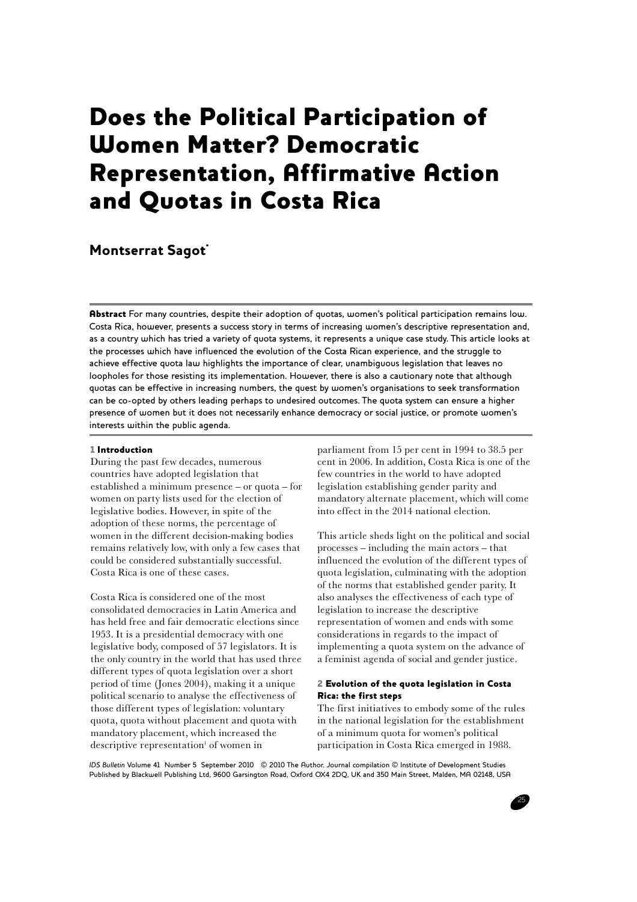# Does the Political Participation of Women Matter? Democratic Representation, Affirmative Action and Quotas in Costa Rica

**Montserrat Sagot***

**Abstract** For many countries, despite their adoption of quotas, women's political participation remains low. Costa Rica, however, presents a success story in terms of increasing women's descriptive representation and, as a country which has tried a variety of quota systems, it represents a unique case study. This article looks at the processes which have influenced the evolution of the Costa Rican experience, and the struggle to achieve effective quota law highlights the importance of clear, unambiguous legislation that leaves no loopholes for those resisting its implementation. However, there is also a cautionary note that although quotas can be effective in increasing numbers, the quest by women's organisations to seek transformation can be co-opted by others leading perhaps to undesired outcomes. The quota system can ensure a higher presence of women but it does not necessarily enhance democracy or social justice, or promote women's interests within the public agenda.

## 1 Introduction

During the past few decades, numerous countries have adopted legislation that established a minimum presence – or quota – for women on party lists used for the election of legislative bodies. However, in spite of the adoption of these norms, the percentage of women in the different decision-making bodies remains relatively low, with only a few cases that could be considered substantially successful. Costa Rica is one of these cases.

Costa Rica is considered one of the most consolidated democracies in Latin America and has held free and fair democratic elections since 1953. It is a presidential democracy with one legislative body, composed of 57 legislators. It is the only country in the world that has used three different types of quota legislation over a short period of time (Jones 2004), making it a unique political scenario to analyse the effectiveness of those different types of legislation: voluntary quota, quota without placement and quota with mandatory placement, which increased the descriptive representation[1] of women in parliament from 15 per cent in 1994 to 38.5 per cent in 2006. In addition, Costa Rica is one of the few countries in the world to have adopted legislation establishing gender parity and mandatory alternate placement, which will come into effect in the 2014 national election.

This article sheds light on the political and social processes – including the main actors – that influenced the evolution of the different types of quota legislation, culminating with the adoption of the norms that established gender parity. It also analyses the effectiveness of each type of legislation to increase the descriptive representation of women and ends with some considerations in regards to the impact of implementing a quota system on the advance of a feminist agenda of social and gender justice.

## 2 Evolution of the quota legislation in Costa Rica: the first steps

The first initiatives to embody some of the rules in the national legislation for the establishment of a minimum quota for women's political participation in Costa Rica emerged in 1988.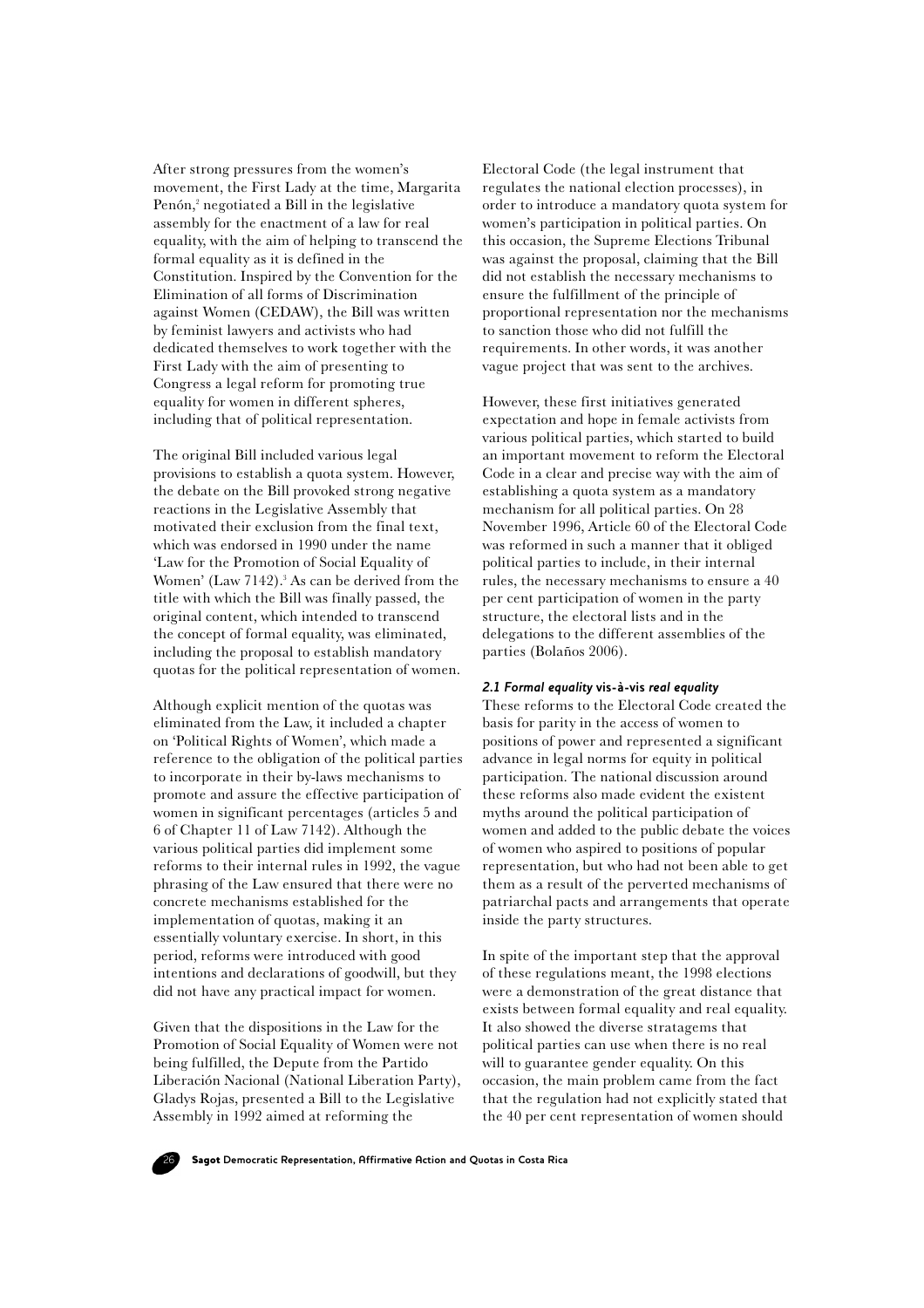After strong pressures from the women's movement, the First Lady at the time, Margarita Penón,[2] negotiated a Bill in the legislative assembly for the enactment of a law for real equality, with the aim of helping to transcend the formal equality as it is defined in the Constitution. Inspired by the Convention for the Elimination of all forms of Discrimination against Women (CEDAW), the Bill was written by feminist lawyers and activists who had dedicated themselves to work together with the First Lady with the aim of presenting to Congress a legal reform for promoting true equality for women in different spheres, including that of political representation.

The original Bill included various legal provisions to establish a quota system. However, the debate on the Bill provoked strong negative reactions in the Legislative Assembly that motivated their exclusion from the final text, which was endorsed in 1990 under the name 'Law for the Promotion of Social Equality of Women' (Law 7142).[3] As can be derived from the title with which the Bill was finally passed, the original content, which intended to transcend the concept of formal equality, was eliminated, including the proposal to establish mandatory quotas for the political representation of women.

Although explicit mention of the quotas was eliminated from the Law, it included a chapter on 'Political Rights of Women', which made a reference to the obligation of the political parties to incorporate in their by-laws mechanisms to promote and assure the effective participation of women in significant percentages (articles 5 and 6 of Chapter 11 of Law 7142). Although the various political parties did implement some reforms to their internal rules in 1992, the vague phrasing of the Law ensured that there were no concrete mechanisms established for the implementation of quotas, making it an essentially voluntary exercise. In short, in this period, reforms were introduced with good intentions and declarations of goodwill, but they did not have any practical impact for women.

Given that the dispositions in the Law for the Promotion of Social Equality of Women were not being fulfilled, the Depute from the Partido Liberación Nacional (National Liberation Party), Gladys Rojas, presented a Bill to the Legislative Assembly in 1992 aimed at reforming the Electoral Code (the legal instrument that regulates the national election processes), in order to introduce a mandatory quota system for women's participation in political parties. On this occasion, the Supreme Elections Tribunal was against the proposal, claiming that the Bill did not establish the necessary mechanisms to ensure the fulfillment of the principle of proportional representation nor the mechanisms to sanction those who did not fulfill the requirements. In other words, it was another vague project that was sent to the archives.

However, these first initiatives generated expectation and hope in female activists from various political parties, which started to build an important movement to reform the Electoral Code in a clear and precise way with the aim of establishing a quota system as a mandatory mechanism for all political parties. On 28 November 1996, Article 60 of the Electoral Code was reformed in such a manner that it obliged political parties to include, in their internal rules, the necessary mechanisms to ensure a 40 per cent participation of women in the party structure, the electoral lists and in the delegations to the different assemblies of the parties (Bolaños 2006).

### *2.1 Formal equality* vis-à-vis *real equality*

These reforms to the Electoral Code created the basis for parity in the access of women to positions of power and represented a significant advance in legal norms for equity in political participation. The national discussion around these reforms also made evident the existent myths around the political participation of women and added to the public debate the voices of women who aspired to positions of popular representation, but who had not been able to get them as a result of the perverted mechanisms of patriarchal pacts and arrangements that operate inside the party structures.

In spite of the important step that the approval of these regulations meant, the 1998 elections were a demonstration of the great distance that exists between formal equality and real equality. It also showed the diverse stratagems that political parties can use when there is no real will to guarantee gender equality. On this occasion, the main problem came from the fact that the regulation had not explicitly stated that the 40 per cent representation of women should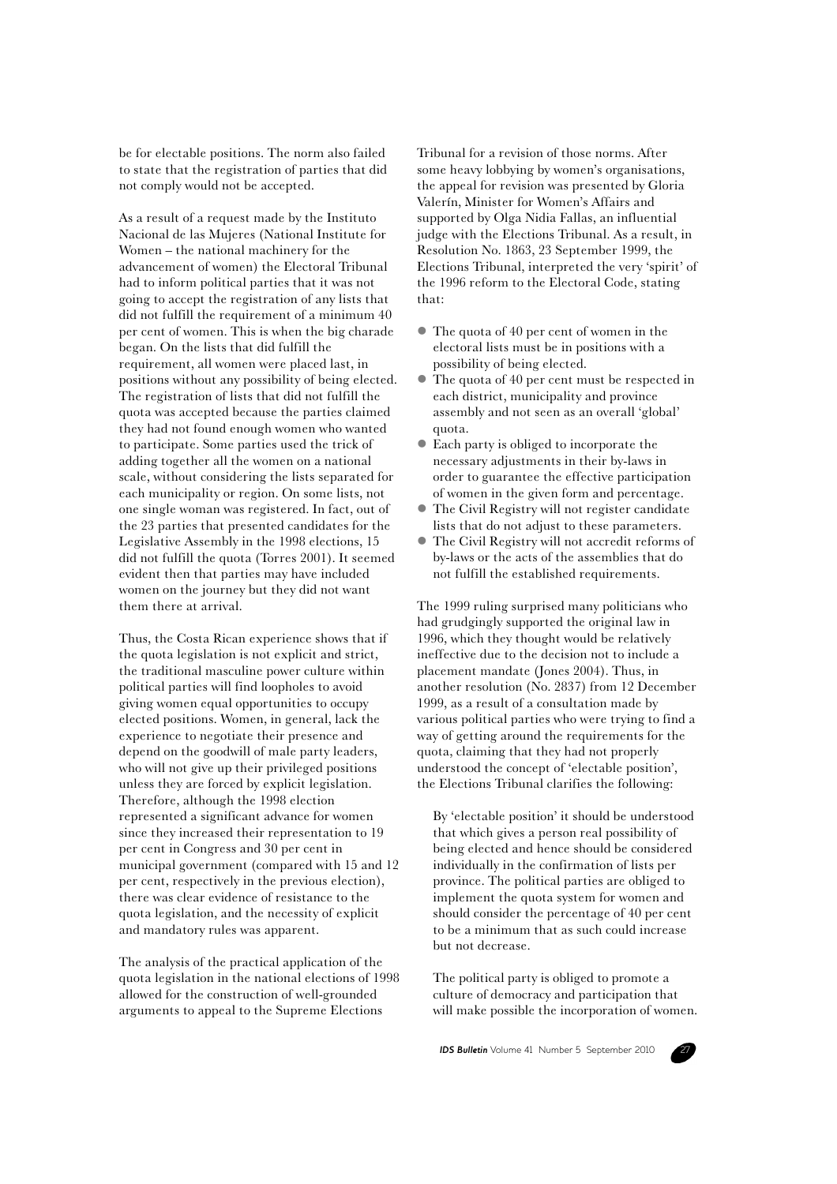be for electable positions. The norm also failed to state that the registration of parties that did not comply would not be accepted.

As a result of a request made by the Instituto Nacional de las Mujeres (National Institute for Women – the national machinery for the advancement of women) the Electoral Tribunal had to inform political parties that it was not going to accept the registration of any lists that did not fulfill the requirement of a minimum 40 per cent of women. This is when the big charade began. On the lists that did fulfill the requirement, all women were placed last, in positions without any possibility of being elected. The registration of lists that did not fulfill the quota was accepted because the parties claimed they had not found enough women who wanted to participate. Some parties used the trick of adding together all the women on a national scale, without considering the lists separated for each municipality or region. On some lists, not one single woman was registered. In fact, out of the 23 parties that presented candidates for the Legislative Assembly in the 1998 elections, 15 did not fulfill the quota (Torres 2001). It seemed evident then that parties may have included women on the journey but they did not want them there at arrival.

Thus, the Costa Rican experience shows that if the quota legislation is not explicit and strict, the traditional masculine power culture within political parties will find loopholes to avoid giving women equal opportunities to occupy elected positions. Women, in general, lack the experience to negotiate their presence and depend on the goodwill of male party leaders, who will not give up their privileged positions unless they are forced by explicit legislation. Therefore, although the 1998 election represented a significant advance for women since they increased their representation to 19 per cent in Congress and 30 per cent in municipal government (compared with 15 and 12 per cent, respectively in the previous election), there was clear evidence of resistance to the quota legislation, and the necessity of explicit and mandatory rules was apparent.

The analysis of the practical application of the quota legislation in the national elections of 1998 allowed for the construction of well-grounded arguments to appeal to the Supreme Elections Tribunal for a revision of those norms. After some heavy lobbying by women's organisations, the appeal for revision was presented by Gloria Valerín, Minister for Women's Affairs and supported by Olga Nidia Fallas, an influential judge with the Elections Tribunal. As a result, in Resolution No. 1863, 23 September 1999, the Elections Tribunal, interpreted the very 'spirit' of the 1996 reform to the Electoral Code, stating that:

- The quota of 40 per cent of women in the electoral lists must be in positions with a possibility of being elected.
- The quota of 40 per cent must be respected in each district, municipality and province assembly and not seen as an overall 'global' quota.
- Each party is obliged to incorporate the necessary adjustments in their by-laws in order to guarantee the effective participation of women in the given form and percentage.
- The Civil Registry will not register candidate lists that do not adjust to these parameters.
- The Civil Registry will not accredit reforms of by-laws or the acts of the assemblies that do not fulfill the established requirements.

The 1999 ruling surprised many politicians who had grudgingly supported the original law in 1996, which they thought would be relatively ineffective due to the decision not to include a placement mandate (Jones 2004). Thus, in another resolution (No. 2837) from 12 December 1999, as a result of a consultation made by various political parties who were trying to find a way of getting around the requirements for the quota, claiming that they had not properly understood the concept of 'electable position', the Elections Tribunal clarifies the following:

> By 'electable position' it should be understood that which gives a person real possibility of being elected and hence should be considered individually in the confirmation of lists per province. The political parties are obliged to implement the quota system for women and should consider the percentage of 40 per cent to be a minimum that as such could increase but not decrease.
>
> The political party is obliged to promote a culture of democracy and participation that will make possible the incorporation of women.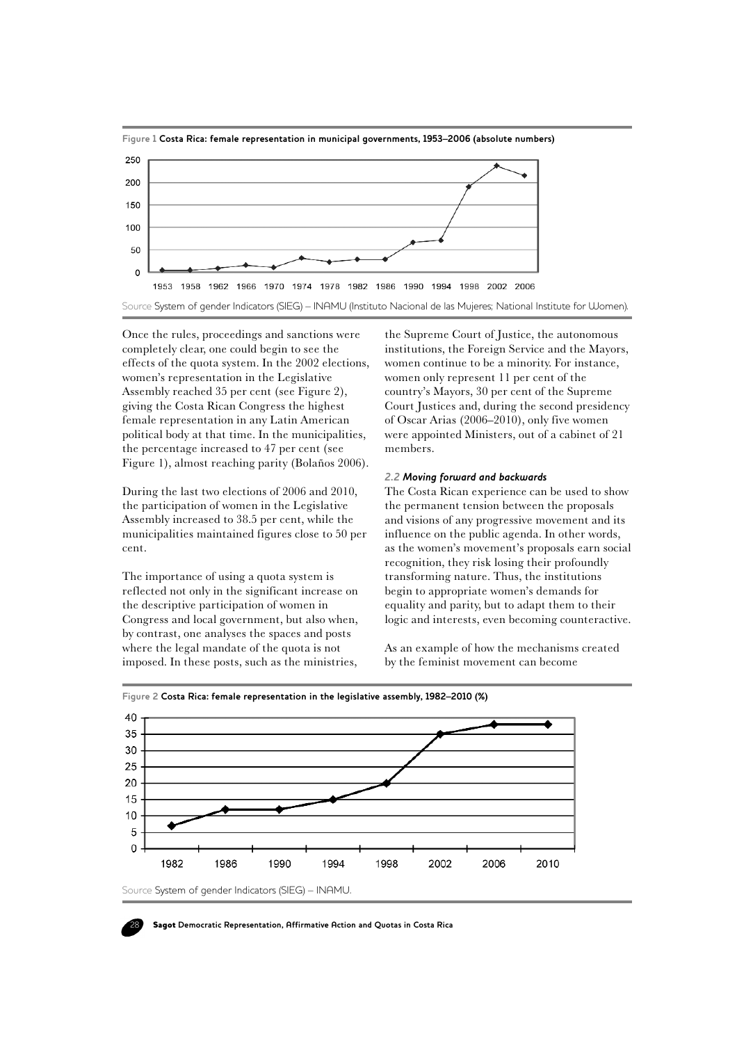**Figure 1** Costa Rica: female representation in municipal governments, 1953–2006 (absolute numbers)

Source System of gender Indicators (SIEG) – INAMU (Instituto Nacional de las Mujeres; National Institute for Women).

Once the rules, proceedings and sanctions were completely clear, one could begin to see the effects of the quota system. In the 2002 elections, women's representation in the Legislative Assembly reached 35 per cent (see Figure 2), giving the Costa Rican Congress the highest female representation in any Latin American political body at that time. In the municipalities, the percentage increased to 47 per cent (see Figure 1), almost reaching parity (Bolaños 2006).

During the last two elections of 2006 and 2010, the participation of women in the Legislative Assembly increased to 38.5 per cent, while the municipalities maintained figures close to 50 per cent.

The importance of using a quota system is reflected not only in the significant increase on the descriptive participation of women in Congress and local government, but also when, by contrast, one analyses the spaces and posts where the legal mandate of the quota is not imposed. In these posts, such as the ministries, the Supreme Court of Justice, the autonomous institutions, the Foreign Service and the Mayors, women continue to be a minority. For instance, women only represent 11 per cent of the country's Mayors, 30 per cent of the Supreme Court Justices and, during the second presidency of Oscar Arias (2006–2010), only five women were appointed Ministers, out of a cabinet of 21 members.

### 2.2 *Moving forward and backwards*

The Costa Rican experience can be used to show the permanent tension between the proposals and visions of any progressive movement and its influence on the public agenda. In other words, as the women's movement's proposals earn social recognition, they risk losing their profoundly transforming nature. Thus, the institutions begin to appropriate women's demands for equality and parity, but to adapt them to their logic and interests, even becoming counteractive.

As an example of how the mechanisms created by the feminist movement can become

**Figure 2** Costa Rica: female representation in the legislative assembly, 1982–2010 (%)

Source System of gender Indicators (SIEG) – INAMU.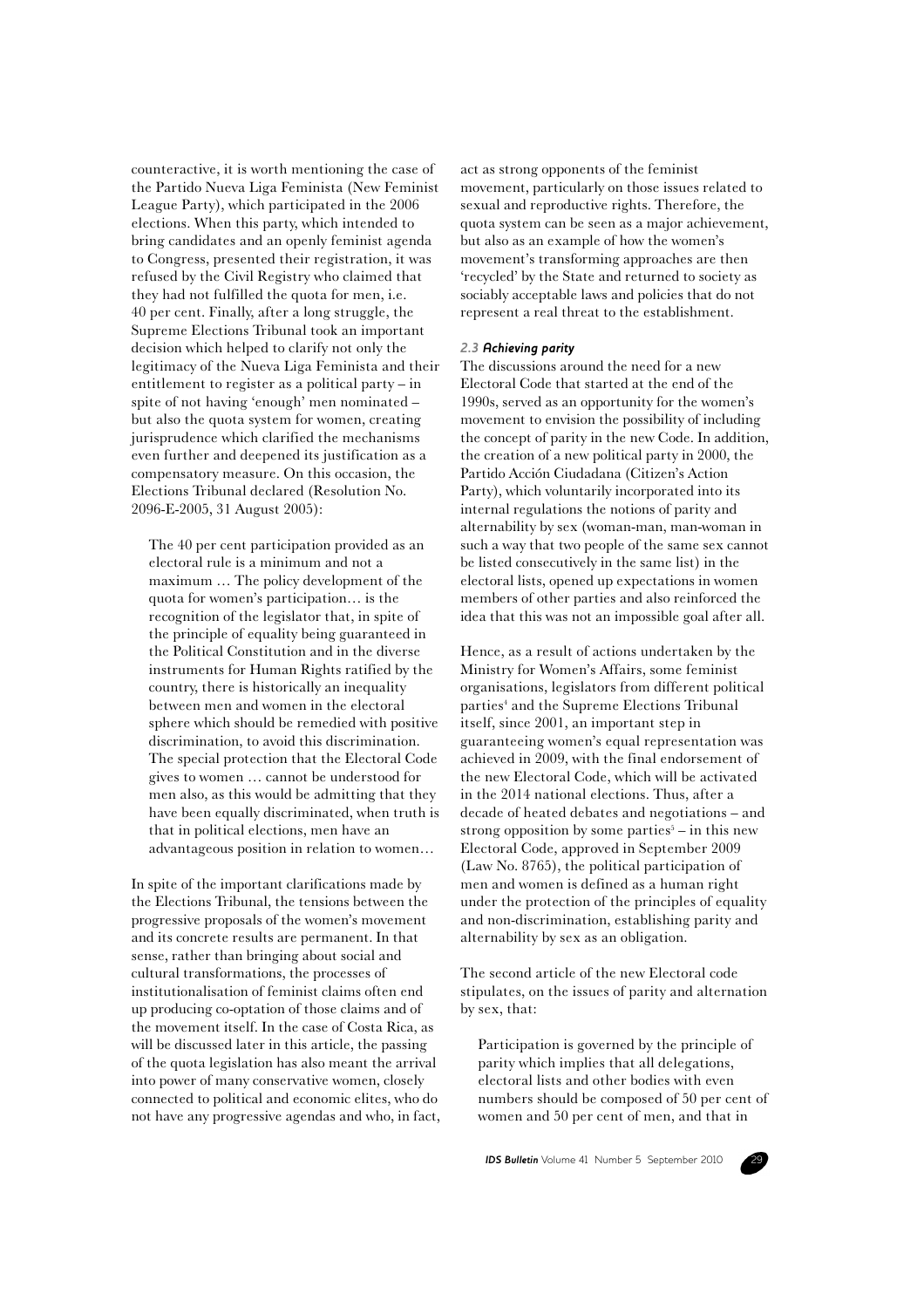counteractive, it is worth mentioning the case of the Partido Nueva Liga Feminista (New Feminist League Party), which participated in the 2006 elections. When this party, which intended to bring candidates and an openly feminist agenda to Congress, presented their registration, it was refused by the Civil Registry who claimed that they had not fulfilled the quota for men, i.e. 40 per cent. Finally, after a long struggle, the Supreme Elections Tribunal took an important decision which helped to clarify not only the legitimacy of the Nueva Liga Feminista and their entitlement to register as a political party – in spite of not having 'enough' men nominated – but also the quota system for women, creating jurisprudence which clarified the mechanisms even further and deepened its justification as a compensatory measure. On this occasion, the Elections Tribunal declared (Resolution No. 2096-E-2005, 31 August 2005):

> The 40 per cent participation provided as an electoral rule is a minimum and not a maximum … The policy development of the quota for women's participation… is the recognition of the legislator that, in spite of the principle of equality being guaranteed in the Political Constitution and in the diverse instruments for Human Rights ratified by the country, there is historically an inequality between men and women in the electoral sphere which should be remedied with positive discrimination, to avoid this discrimination. The special protection that the Electoral Code gives to women … cannot be understood for men also, as this would be admitting that they have been equally discriminated, when truth is that in political elections, men have an advantageous position in relation to women…

In spite of the important clarifications made by the Elections Tribunal, the tensions between the progressive proposals of the women's movement and its concrete results are permanent. In that sense, rather than bringing about social and cultural transformations, the processes of institutionalisation of feminist claims often end up producing co-optation of those claims and of the movement itself. In the case of Costa Rica, as will be discussed later in this article, the passing of the quota legislation has also meant the arrival into power of many conservative women, closely connected to political and economic elites, who do not have any progressive agendas and who, in fact, act as strong opponents of the feminist movement, particularly on those issues related to sexual and reproductive rights. Therefore, the quota system can be seen as a major achievement, but also as an example of how the women's movement's transforming approaches are then 'recycled' by the State and returned to society as sociably acceptable laws and policies that do not represent a real threat to the establishment.

### *2.3 Achieving parity*

The discussions around the need for a new Electoral Code that started at the end of the 1990s, served as an opportunity for the women's movement to envision the possibility of including the concept of parity in the new Code. In addition, the creation of a new political party in 2000, the Partido Acción Ciudadana (Citizen's Action Party), which voluntarily incorporated into its internal regulations the notions of parity and alternability by sex (woman-man, man-woman in such a way that two people of the same sex cannot be listed consecutively in the same list) in the electoral lists, opened up expectations in women members of other parties and also reinforced the idea that this was not an impossible goal after all.

Hence, as a result of actions undertaken by the Ministry for Women's Affairs, some feminist organisations, legislators from different political parties[4] and the Supreme Elections Tribunal itself, since 2001, an important step in guaranteeing women's equal representation was achieved in 2009, with the final endorsement of the new Electoral Code, which will be activated in the 2014 national elections. Thus, after a decade of heated debates and negotiations – and strong opposition by some parties[5] – in this new Electoral Code, approved in September 2009 (Law No. 8765), the political participation of men and women is defined as a human right under the protection of the principles of equality and non-discrimination, establishing parity and alternability by sex as an obligation.

The second article of the new Electoral code stipulates, on the issues of parity and alternation by sex, that:

> Participation is governed by the principle of parity which implies that all delegations, electoral lists and other bodies with even numbers should be composed of 50 per cent of women and 50 per cent of men, and that in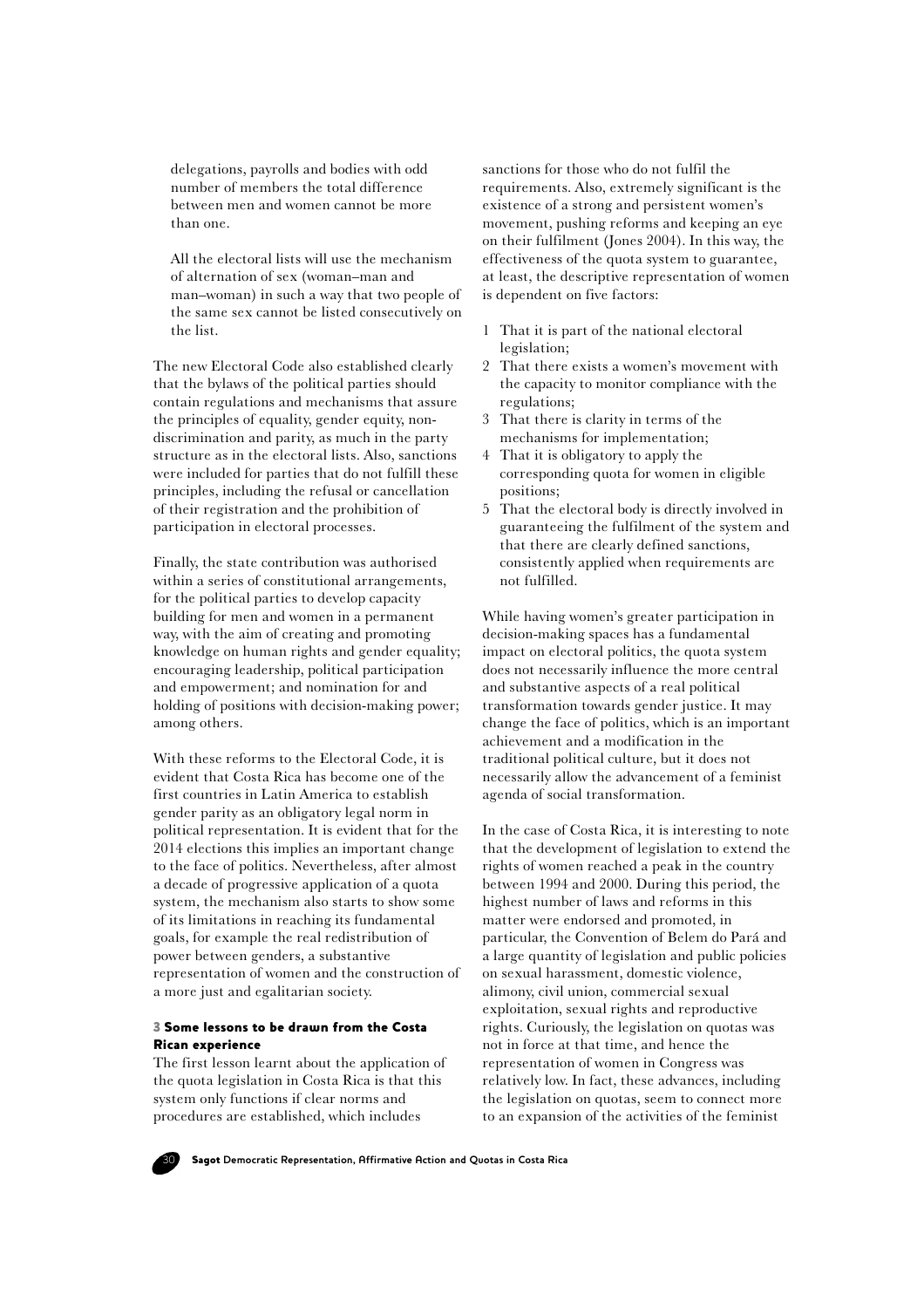delegations, payrolls and bodies with odd number of members the total difference between men and women cannot be more than one.

All the electoral lists will use the mechanism of alternation of sex (woman–man and man–woman) in such a way that two people of the same sex cannot be listed consecutively on the list.

The new Electoral Code also established clearly that the bylaws of the political parties should contain regulations and mechanisms that assure the principles of equality, gender equity, non-discrimination and parity, as much in the party structure as in the electoral lists. Also, sanctions were included for parties that do not fulfill these principles, including the refusal or cancellation of their registration and the prohibition of participation in electoral processes.

Finally, the state contribution was authorised within a series of constitutional arrangements, for the political parties to develop capacity building for men and women in a permanent way, with the aim of creating and promoting knowledge on human rights and gender equality; encouraging leadership, political participation and empowerment; and nomination for and holding of positions with decision-making power; among others.

With these reforms to the Electoral Code, it is evident that Costa Rica has become one of the first countries in Latin America to establish gender parity as an obligatory legal norm in political representation. It is evident that for the 2014 elections this implies an important change to the face of politics. Nevertheless, after almost a decade of progressive application of a quota system, the mechanism also starts to show some of its limitations in reaching its fundamental goals, for example the real redistribution of power between genders, a substantive representation of women and the construction of a more just and egalitarian society.

## 3 Some lessons to be drawn from the Costa Rican experience

The first lesson learnt about the application of the quota legislation in Costa Rica is that this system only functions if clear norms and procedures are established, which includes sanctions for those who do not fulfil the requirements. Also, extremely significant is the existence of a strong and persistent women's movement, pushing reforms and keeping an eye on their fulfilment (Jones 2004). In this way, the effectiveness of the quota system to guarantee, at least, the descriptive representation of women is dependent on five factors:

1. That it is part of the national electoral legislation;
2. That there exists a women's movement with the capacity to monitor compliance with the regulations;
3. That there is clarity in terms of the mechanisms for implementation;
4. That it is obligatory to apply the corresponding quota for women in eligible positions;
5. That the electoral body is directly involved in guaranteeing the fulfilment of the system and that there are clearly defined sanctions, consistently applied when requirements are not fulfilled.

While having women's greater participation in decision-making spaces has a fundamental impact on electoral politics, the quota system does not necessarily influence the more central and substantive aspects of a real political transformation towards gender justice. It may change the face of politics, which is an important achievement and a modification in the traditional political culture, but it does not necessarily allow the advancement of a feminist agenda of social transformation.

In the case of Costa Rica, it is interesting to note that the development of legislation to extend the rights of women reached a peak in the country between 1994 and 2000. During this period, the highest number of laws and reforms in this matter were endorsed and promoted, in particular, the Convention of Belem do Pará and a large quantity of legislation and public policies on sexual harassment, domestic violence, alimony, civil union, commercial sexual exploitation, sexual rights and reproductive rights. Curiously, the legislation on quotas was not in force at that time, and hence the representation of women in Congress was relatively low. In fact, these advances, including the legislation on quotas, seem to connect more to an expansion of the activities of the feminist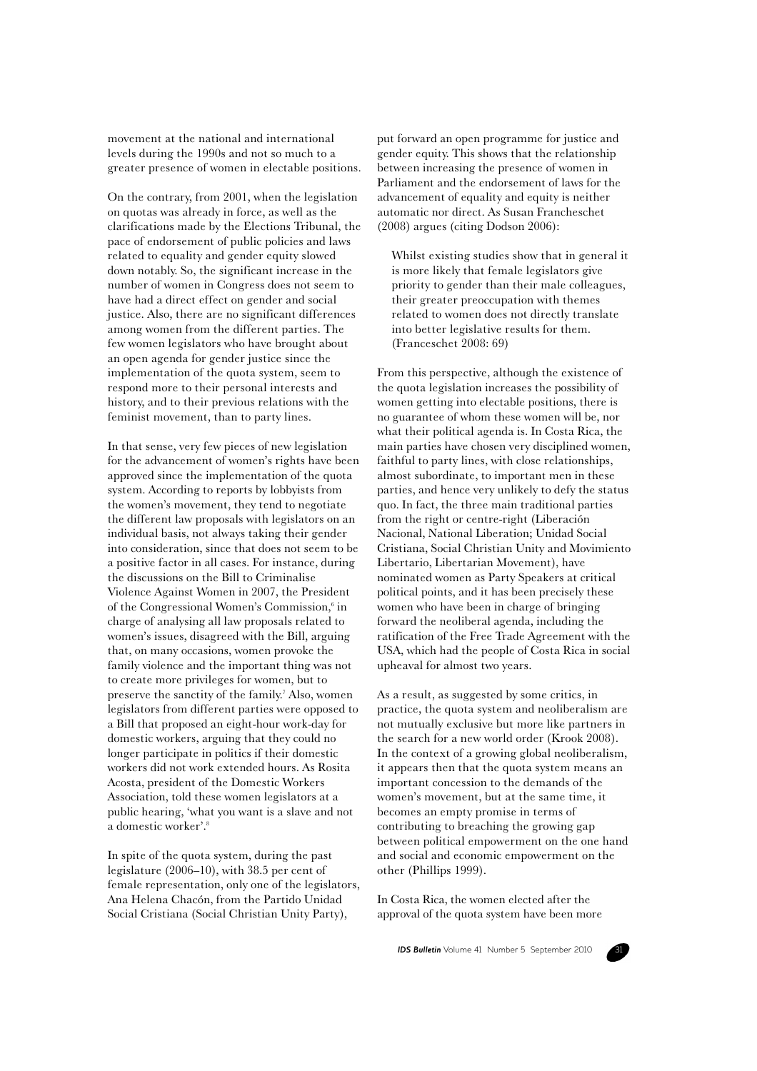movement at the national and international levels during the 1990s and not so much to a greater presence of women in electable positions.

On the contrary, from 2001, when the legislation on quotas was already in force, as well as the clarifications made by the Elections Tribunal, the pace of endorsement of public policies and laws related to equality and gender equity slowed down notably. So, the significant increase in the number of women in Congress does not seem to have had a direct effect on gender and social justice. Also, there are no significant differences among women from the different parties. The few women legislators who have brought about an open agenda for gender justice since the implementation of the quota system, seem to respond more to their personal interests and history, and to their personal relations with the feminist movement, than to party lines.

In that sense, very few pieces of new legislation for the advancement of women's rights have been approved since the implementation of the quota system. According to reports by lobbyists from the women's movement, they tend to negotiate the different law proposals with legislators on an individual basis, not always taking their gender into consideration, since that does not seem to be a positive factor in all cases. For instance, during the discussions on the Bill to Criminalise Violence Against Women in 2007, the President of the Congressional Women's Commission,[6] in charge of analysing all law proposals related to women's issues, disagreed with the Bill, arguing that, on many occasions, women provoke the family violence and the important thing was not to create more privileges for women, but to preserve the sanctity of the family.[7] Also, women legislators from different parties were opposed to a Bill that proposed an eight-hour work-day for domestic workers, arguing that they could no longer participate in politics if their domestic workers did not work extended hours. As Rosita Acosta, president of the Domestic Workers Association, told these women legislators at a public hearing, 'what you want is a slave and not a domestic worker'.[8]

In spite of the quota system, during the past legislature (2006–10), with 38.5 per cent of female representation, only one of the legislators, Ana Helena Chacón, from the Partido Unidad Social Cristiana (Social Christian Unity Party), put forward an open programme for justice and gender equity. This shows that the relationship between increasing the presence of women in Parliament and the endorsement of laws for the advancement of equality and equity is neither automatic nor direct. As Susan Francheschet (2008) argues (citing Dodson 2006):

> Whilst existing studies show that in general it is more likely that female legislators give priority to gender than their male colleagues, their greater preoccupation with themes related to women does not directly translate into better legislative results for them. (Franceschet 2008: 69)

From this perspective, although the existence of the quota legislation increases the possibility of women getting into electable positions, there is no guarantee of whom these women will be, nor what their political agenda is. In Costa Rica, the main parties have chosen very disciplined women, faithful to party lines, with close relationships, almost subordinate, to important men in these parties, and hence very unlikely to defy the status quo. In fact, the three main traditional parties from the right or centre-right (Liberación Nacional, National Liberation; Unidad Social Cristiana, Social Christian Unity and Movimiento Libertario, Libertarian Movement), have nominated women as Party Speakers at critical political points, and it has been precisely these women who have been in charge of bringing forward the neoliberal agenda, including the ratification of the Free Trade Agreement with the USA, which had the people of Costa Rica in social upheaval for almost two years.

As a result, as suggested by some critics, in practice, the quota system and neoliberalism are not mutually exclusive but more like partners in the search for a new world order (Krook 2008). In the context of a growing global neoliberalism, it appears then that the quota system means an important concession to the demands of the women's movement, but at the same time, it becomes an empty promise in terms of contributing to breaching the growing gap between political empowerment on the one hand and social and economic empowerment on the other (Phillips 1999).

In Costa Rica, the women elected after the approval of the quota system have been more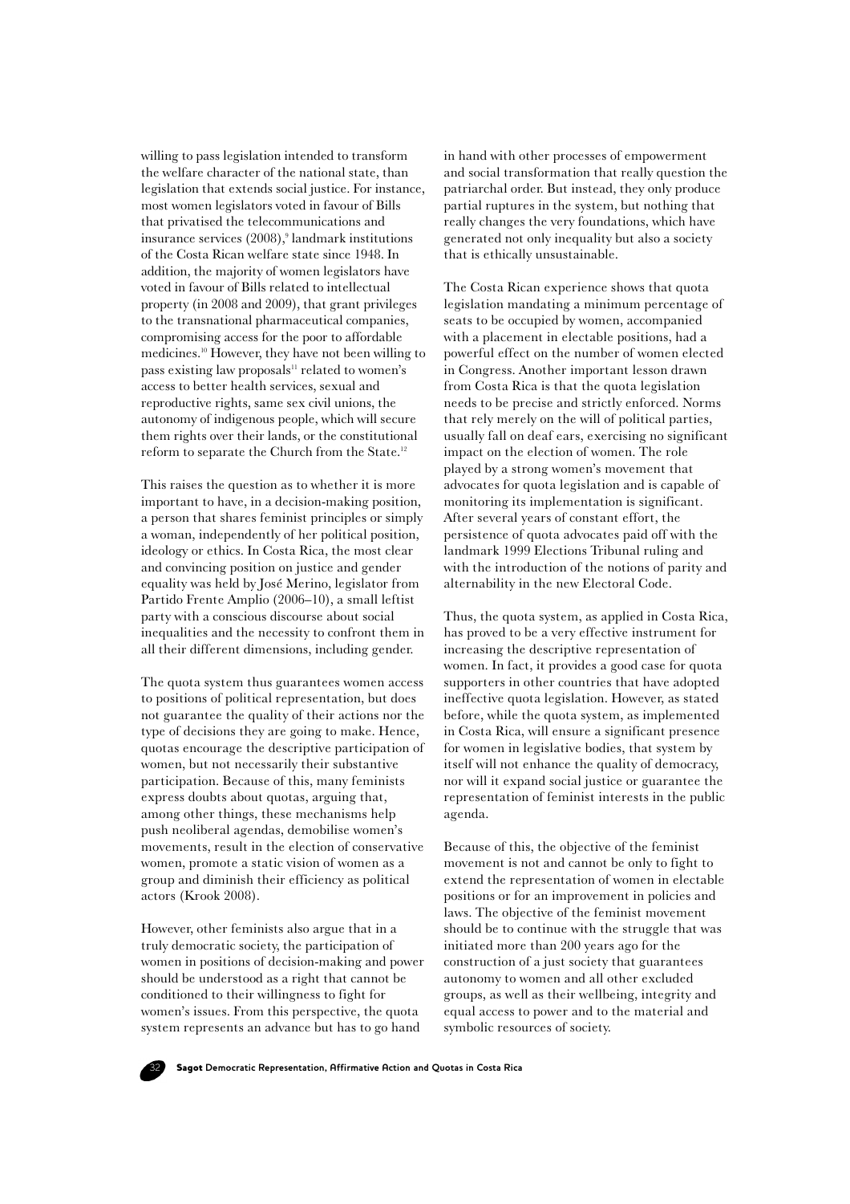willing to pass legislation intended to transform the welfare character of the national state, than legislation that extends social justice. For instance, most women legislators voted in favour of Bills that privatised the telecommunications and insurance services (2008),[9] landmark institutions of the Costa Rican welfare state since 1948. In addition, the majority of women legislators have voted in favour of Bills related to intellectual property (in 2008 and 2009), that grant privileges to the transnational pharmaceutical companies, compromising access for the poor to affordable medicines.[10] However, they have not been willing to pass existing law proposals[11] related to women's access to better health services, sexual and reproductive rights, same sex civil unions, the autonomy of indigenous people, which will secure them rights over their lands, or the constitutional reform to separate the Church from the State.[12]

This raises the question as to whether it is more important to have, in a decision-making position, a person that shares feminist principles or simply a woman, independently of her political position, ideology or ethics. In Costa Rica, the most clear and convincing position on justice and gender equality was held by José Merino, legislator from Partido Frente Amplio (2006–10), a small leftist party with a conscious discourse about social inequalities and the necessity to confront them in all their different dimensions, including gender.

The quota system thus guarantees women access to positions of political representation, but does not guarantee the quality of their actions nor the type of decisions they are going to make. Hence, quotas encourage the descriptive participation of women, but not necessarily their substantive participation. Because of this, many feminists express doubts about quotas, arguing that, among other things, these mechanisms help push neoliberal agendas, demobilise women's movements, result in the election of conservative women, promote a static vision of women as a group and diminish their efficiency as political actors (Krook 2008).

However, other feminists also argue that in a truly democratic society, the participation of women in positions of decision-making and power should be understood as a right that cannot be conditioned to their willingness to fight for women's issues. From this perspective, the quota system represents an advance but has to go hand in hand with other processes of empowerment and social transformation that really question the patriarchal order. But instead, they only produce partial ruptures in the system, but nothing that really changes the very foundations, which have generated not only inequality but also a society that is ethically unsustainable.

The Costa Rican experience shows that quota legislation mandating a minimum percentage of seats to be occupied by women, accompanied with a placement in electable positions, had a powerful effect on the number of women elected in Congress. Another important lesson drawn from Costa Rica is that the quota legislation needs to be precise and strictly enforced. Norms that rely merely on the will of political parties, usually fall on deaf ears, exercising no significant impact on the election of women. The role played by a strong women's movement that advocates for quota legislation and is capable of monitoring its implementation is significant. After several years of constant effort, the persistence of quota advocates paid off with the landmark 1999 Elections Tribunal ruling and with the introduction of the notions of parity and alternability in the new Electoral Code.

Thus, the quota system, as applied in Costa Rica, has proved to be a very effective instrument for increasing the descriptive representation of women. In fact, it provides a good case for quota supporters in other countries that have adopted ineffective quota legislation. However, as stated before, while the quota system, as implemented in Costa Rica, will ensure a significant presence for women in legislative bodies, that system by itself will not enhance the quality of democracy, nor will it expand social justice or guarantee the representation of feminist interests in the public agenda.

Because of this, the objective of the feminist movement is not and cannot be only to fight to extend the representation of women in electable positions or for an improvement in policies and laws. The objective of the feminist movement should be to continue with the struggle that was initiated more than 200 years ago for the construction of a just society that guarantees autonomy to women and all other excluded groups, as well as their wellbeing, integrity and equal access to power and to the material and symbolic resources of society.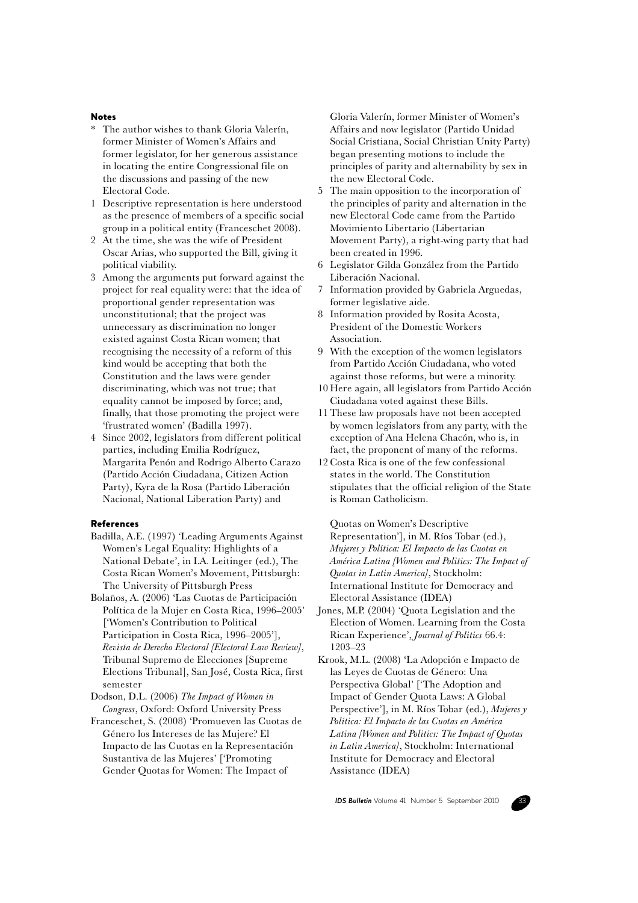## Notes

\* The author wishes to thank Gloria Valerín, former Minister of Women's Affairs and former legislator, for her generous assistance in locating the entire Congressional file on the discussions and passing of the new Electoral Code.

1. Descriptive representation is here understood as the presence of members of a specific social group in a political entity (Franceschet 2008).
2. At the time, she was the wife of President Oscar Arias, who supported the Bill, giving it political viability.
3. Among the arguments put forward against the project for real equality were: that the idea of proportional gender representation was unconstitutional; that the project was unnecessary as discrimination no longer existed against Costa Rican women; that recognising the necessity of a reform of this kind would be accepting that both the Constitution and the laws were gender discriminating, which was not true; that equality cannot be imposed by force; and, finally, that those promoting the project were 'frustrated women' (Badilla 1997).
4. Since 2002, legislators from different political parties, including Emilia Rodríguez, Margarita Penón and Rodrigo Alberto Carazo (Partido Acción Ciudadana, Citizen Action Party), Kyra de la Rosa (Partido Liberación Nacional, National Liberation Party) and Gloria Valerín, former Minister of Women's Affairs and now legislator (Partido Unidad Social Cristiana, Social Christian Unity Party) began presenting motions to include the principles of parity and alternability by sex in the new Electoral Code.
5. The main opposition to the incorporation of the principles of parity and alternation in the new Electoral Code came from the Partido Movimiento Libertario (Libertarian Movement Party), a right-wing party that had been created in 1996.
6. Legislator Gilda González from the Partido Liberación Nacional.
7. Information provided by Gabriela Arguedas, former legislative aide.
8. Information provided by Rosita Acosta, President of the Domestic Workers Association.
9. With the exception of the women legislators from Partido Acción Ciudadana, who voted against those reforms, but were a minority.
10. Here again, all legislators from Partido Acción Ciudadana voted against these Bills.
11. These law proposals have not been accepted by women legislators from any party, with the exception of Ana Helena Chacón, who is, in fact, the proponent of many of the reforms.
12. Costa Rica is one of the few confessional states in the world. The Constitution stipulates that the official religion of the State is Roman Catholicism.

## References

Badilla, A.E. (1997) 'Leading Arguments Against Women's Legal Equality: Highlights of a National Debate', in I.A. Leitinger (ed.), The Costa Rican Women's Movement, Pittsburgh: The University of Pittsburgh Press

Bolaños, A. (2006) 'Las Cuotas de Participación Política de la Mujer en Costa Rica, 1996–2005' ['Women's Contribution to Political Participation in Costa Rica, 1996–2005'], *Revista de Derecho Electoral [Electoral Law Review]*, Tribunal Supremo de Elecciones [Supreme Elections Tribunal], San José, Costa Rica, first semester

Dodson, D.L. (2006) *The Impact of Women in Congress*, Oxford: Oxford University Press

Franceschet, S. (2008) 'Promueven las Cuotas de Género los Intereses de las Mujere? El Impacto de las Cuotas en la Representación Sustantiva de las Mujeres' ['Promoting Gender Quotas for Women: The Impact of Quotas on Women's Descriptive Representation'], in M. Ríos Tobar (ed.), *Mujeres y Política: El Impacto de las Cuotas en América Latina [Women and Politics: The Impact of Quotas in Latin America]*, Stockholm: International Institute for Democracy and Electoral Assistance (IDEA)

Jones, M.P. (2004) 'Quota Legislation and the Election of Women. Learning from the Costa Rican Experience', *Journal of Politics* 66.4: 1203–23

Krook, M.L. (2008) 'La Adopción e Impacto de las Leyes de Cuotas de Género: Una Perspectiva Global' ['The Adoption and Impact of Gender Quota Laws: A Global Perspective'], in M. Ríos Tobar (ed.), *Mujeres y Política: El Impacto de las Cuotas en América Latina [Women and Politics: The Impact of Quotas in Latin America]*, Stockholm: International Institute for Democracy and Electoral Assistance (IDEA)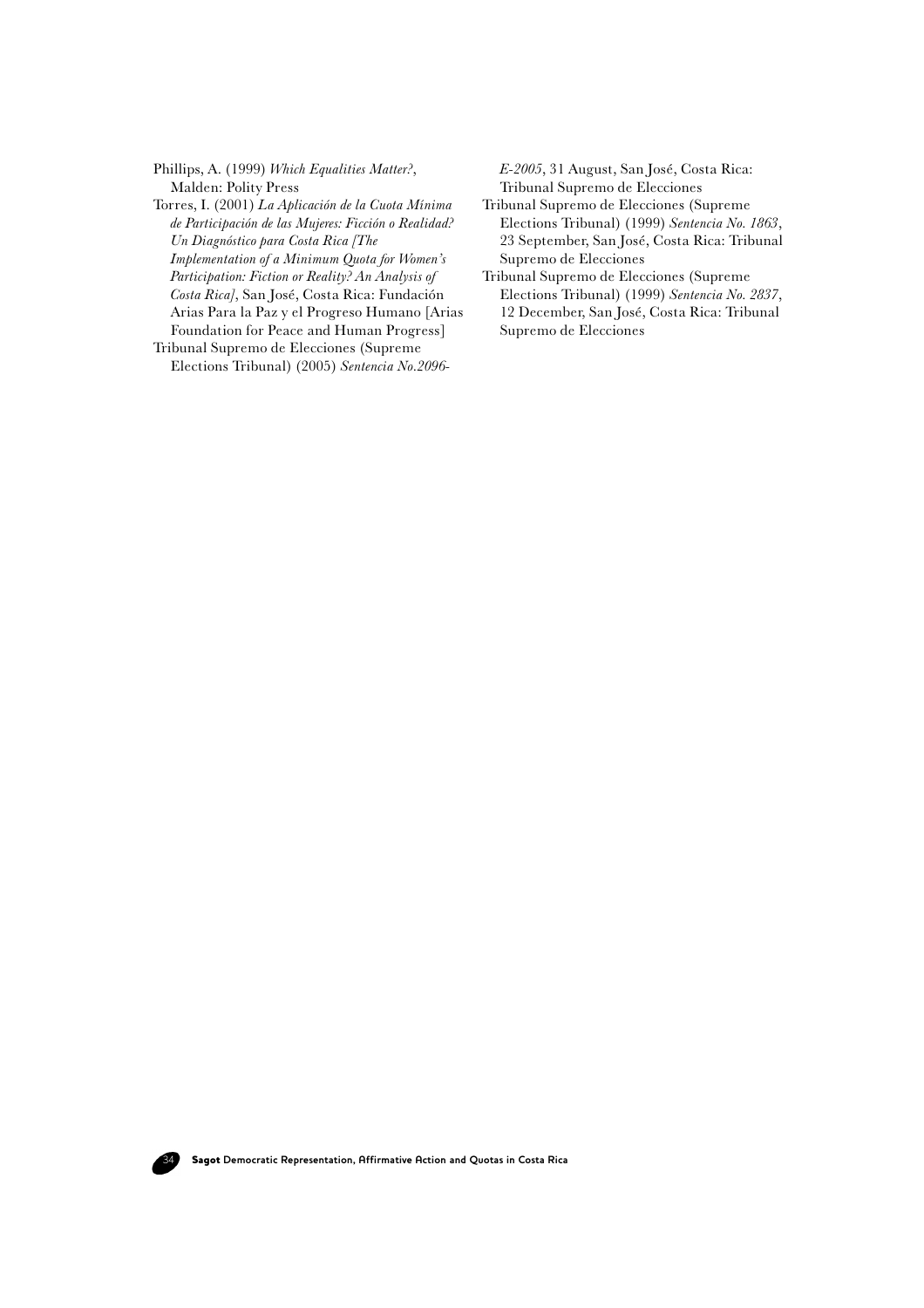Phillips, A. (1999) *Which Equalities Matter?*, Malden: Polity Press

Torres, I. (2001) *La Aplicación de la Cuota Mínima de Participación de las Mujeres: Ficción o Realidad? Un Diagnóstico para Costa Rica [The Implementation of a Minimum Quota for Women's Participation: Fiction or Reality? An Analysis of Costa Rica]*, San José, Costa Rica: Fundación Arias Para la Paz y el Progreso Humano [Arias Foundation for Peace and Human Progress]

Tribunal Supremo de Elecciones (Supreme Elections Tribunal) (2005) *Sentencia No.2096-E-2005*, 31 August, San José, Costa Rica: Tribunal Supremo de Elecciones

Tribunal Supremo de Elecciones (Supreme Elections Tribunal) (1999) *Sentencia No. 1863*, 23 September, San José, Costa Rica: Tribunal Supremo de Elecciones

Tribunal Supremo de Elecciones (Supreme Elections Tribunal) (1999) *Sentencia No. 2837*, 12 December, San José, Costa Rica: Tribunal Supremo de Elecciones